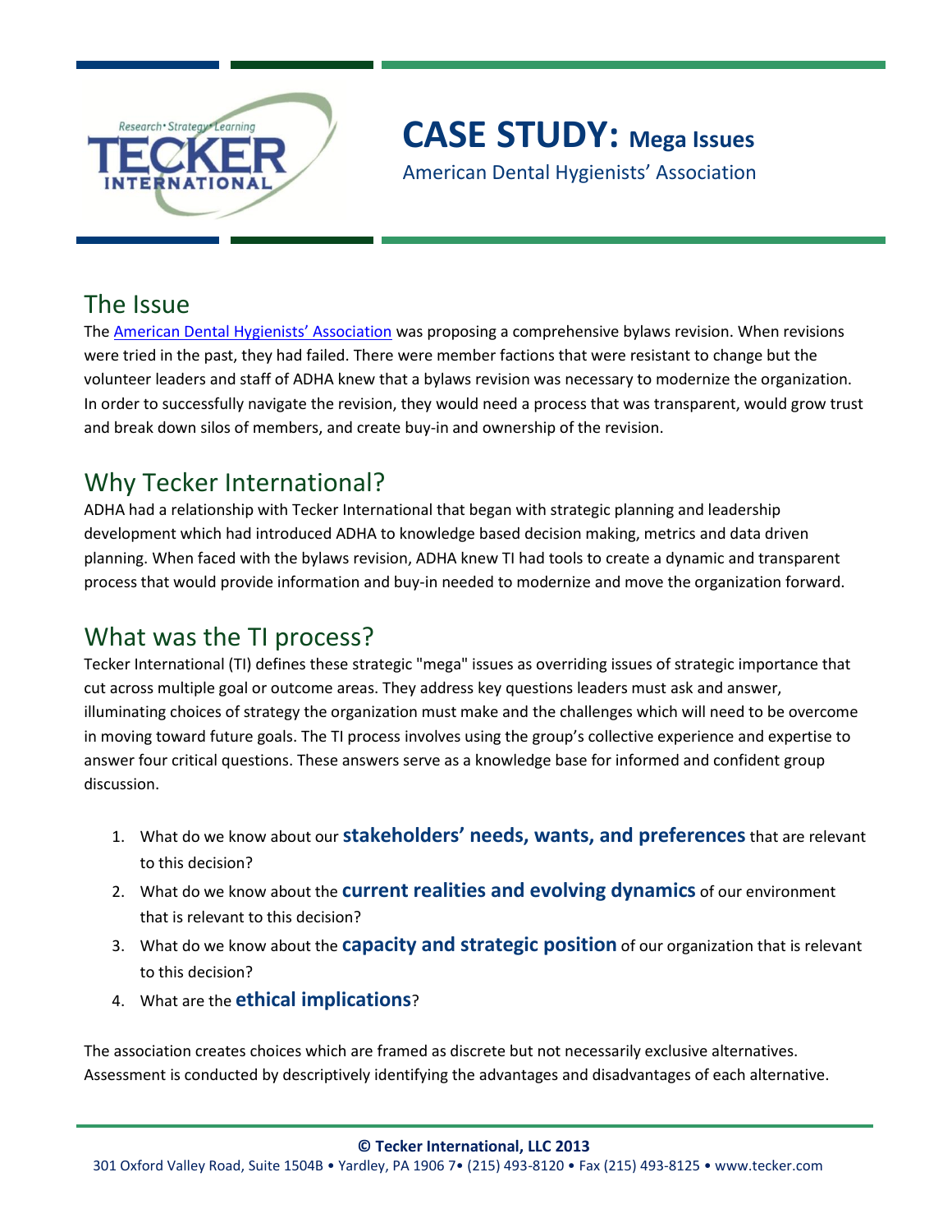# CASE STUDY: Mega Issues

American Dental Hygienists' Association

## The Issue

The American Dental Hygienists' Association was proposing a comprehensive bylaws revision. When revisions were tried in the past, they had failed. There were member factions that were resistant to change but the volunteer leaders and staff of ADHA knew that a bylaws revision was necessary to modernize the organization. In order to successfully navigate the revision, they would need a process that was transparent, would grow trust and break down silos of members, and create buy-in and ownership of the revision.

## Why Tecker International?

ADHA had a relationship with Tecker International that began with strategic planning and leadership development which had introduced ADHA to knowledge based decision making, metrics and data driven planning. When faced with the bylaws revision, ADHA knew TI had tools to create a dynamic and transparent process that would provide information and buy-in needed to modernize and move the organization forward.

## What was the TI process?

Tecker International (TI) defines these strategic "mega" issues as overriding issues of strategic importance that cut across multiple goal or outcome areas. They address key questions leaders must ask and answer, illuminating choices of strategy the organization must make and the challenges which will need to be overcome in moving toward future goals. The TI process involves using the group's collective experience and expertise to answer four critical questions. These answers serve as a knowledge base for informed and confident group discussion.

1. What do we know about our **stakeholders' needs, wants, and preferences** that are relevant to this decision?
2. What do we know about the **current realities and evolving dynamics** of our environment that is relevant to this decision?
3. What do we know about the **capacity and strategic position** of our organization that is relevant to this decision?
4. What are the **ethical implications**?

The association creates choices which are framed as discrete but not necessarily exclusive alternatives. Assessment is conducted by descriptively identifying the advantages and disadvantages of each alternative.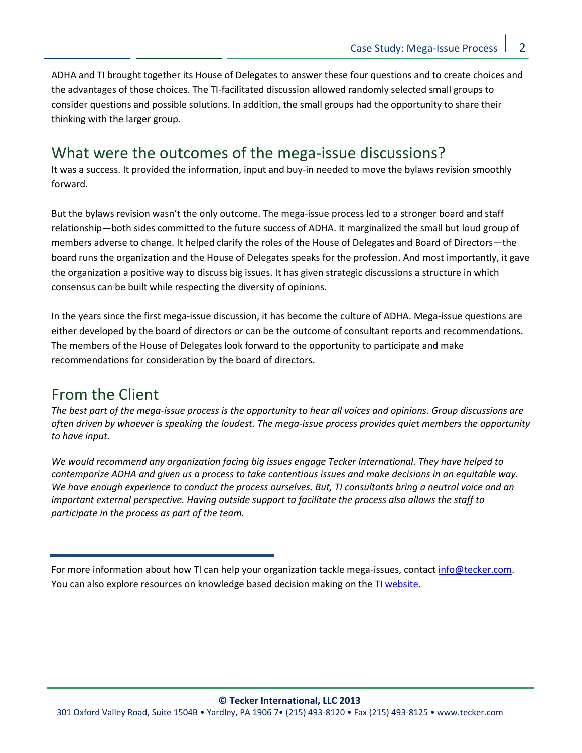ADHA and TI brought together its House of Delegates to answer these four questions and to create choices and the advantages of those choices. The TI-facilitated discussion allowed randomly selected small groups to consider questions and possible solutions. In addition, the small groups had the opportunity to share their thinking with the larger group.

## What were the outcomes of the mega-issue discussions?

It was a success. It provided the information, input and buy-in needed to move the bylaws revision smoothly forward.

But the bylaws revision wasn't the only outcome. The mega-issue process led to a stronger board and staff relationship—both sides committed to the future success of ADHA. It marginalized the small but loud group of members adverse to change. It helped clarify the roles of the House of Delegates and Board of Directors—the board runs the organization and the House of Delegates speaks for the profession. And most importantly, it gave the organization a positive way to discuss big issues. It has given strategic discussions a structure in which consensus can be built while respecting the diversity of opinions.

In the years since the first mega-issue discussion, it has become the culture of ADHA. Mega-issue questions are either developed by the board of directors or can be the outcome of consultant reports and recommendations. The members of the House of Delegates look forward to the opportunity to participate and make recommendations for consideration by the board of directors.

## From the Client

*The best part of the mega-issue process is the opportunity to hear all voices and opinions. Group discussions are often driven by whoever is speaking the loudest. The mega-issue process provides quiet members the opportunity to have input.*

*We would recommend any organization facing big issues engage Tecker International. They have helped to contemporize ADHA and given us a process to take contentious issues and make decisions in an equitable way. We have enough experience to conduct the process ourselves. But, TI consultants bring a neutral voice and an important external perspective. Having outside support to facilitate the process also allows the staff to participate in the process as part of the team.*

---

For more information about how TI can help your organization tackle mega-issues, contact info@tecker.com. You can also explore resources on knowledge based decision making on the TI website.

**© Tecker International, LLC 2013**

301 Oxford Valley Road, Suite 1504B • Yardley, PA 1906 7• (215) 493-8120 • Fax (215) 493-8125 • www.tecker.com